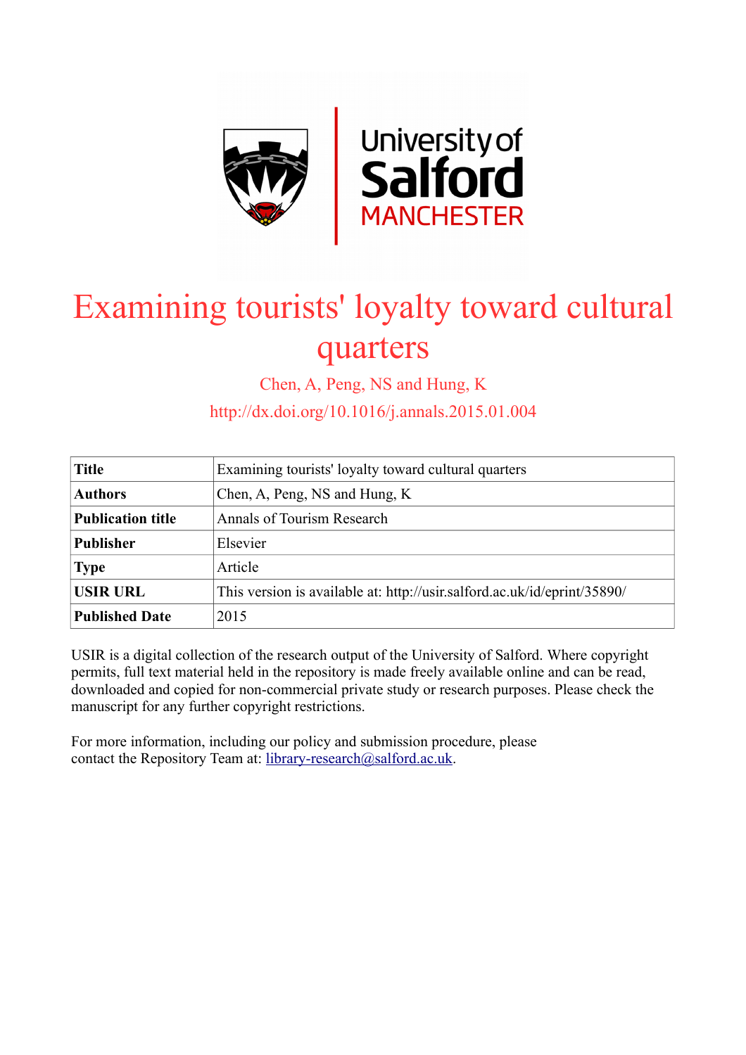# Examining tourists' loyalty toward cultural quarters

Chen, A, Peng, NS and Hung, K

http://dx.doi.org/10.1016/j.annals.2015.01.004

| **Title** | Examining tourists' loyalty toward cultural quarters |
|---|---|
| **Authors** | Chen, A, Peng, NS and Hung, K |
| **Publication title** | Annals of Tourism Research |
| **Publisher** | Elsevier |
| **Type** | Article |
| **USIR URL** | This version is available at: http://usir.salford.ac.uk/id/eprint/35890/ |
| **Published Date** | 2015 |

USIR is a digital collection of the research output of the University of Salford. Where copyright permits, full text material held in the repository is made freely available online and can be read, downloaded and copied for non-commercial private study or research purposes. Please check the manuscript for any further copyright restrictions.

For more information, including our policy and submission procedure, please contact the Repository Team at: library-research@salford.ac.uk.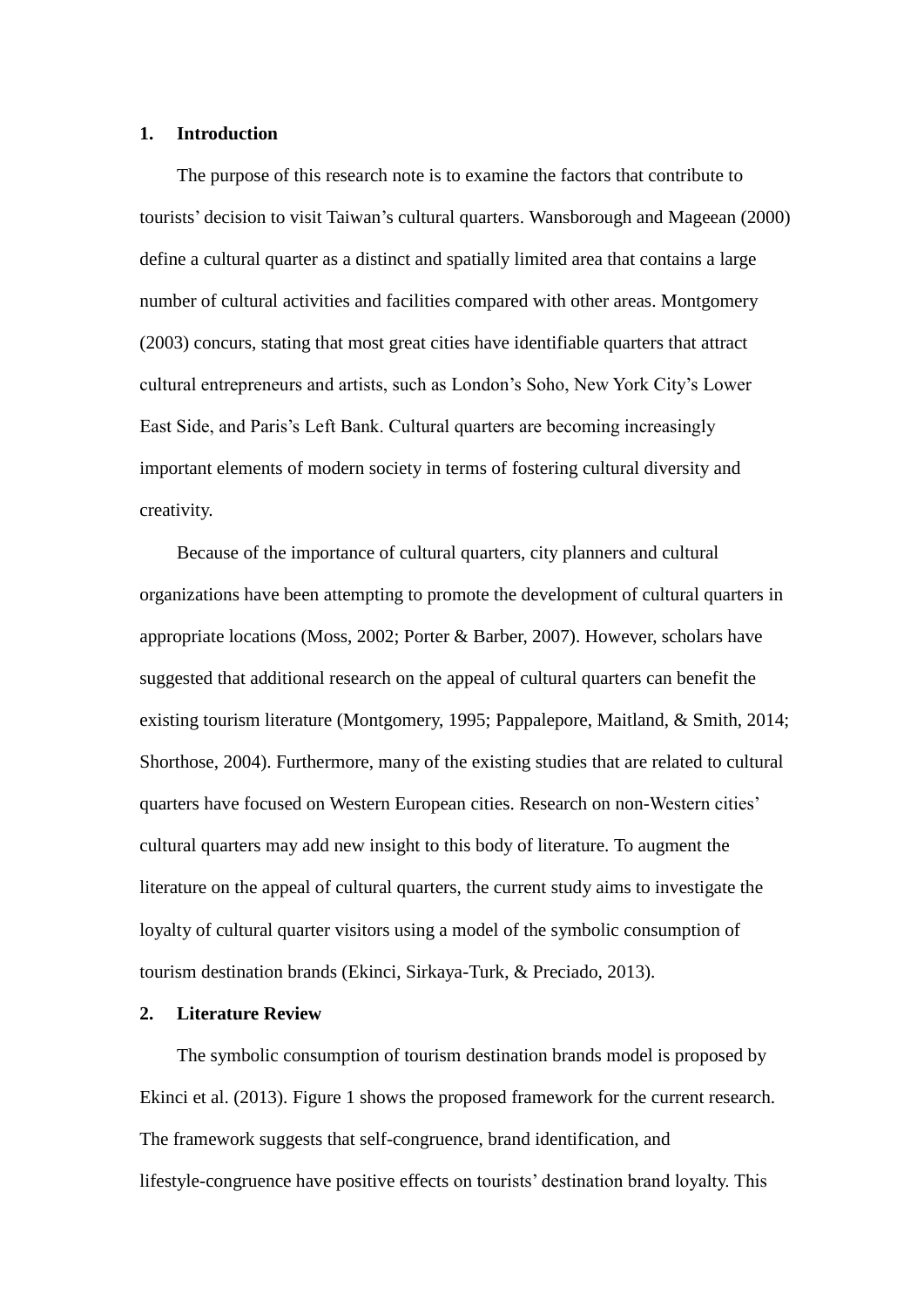## 1. Introduction

The purpose of this research note is to examine the factors that contribute to tourists' decision to visit Taiwan's cultural quarters. Wansborough and Mageean (2000) define a cultural quarter as a distinct and spatially limited area that contains a large number of cultural activities and facilities compared with other areas. Montgomery (2003) concurs, stating that most great cities have identifiable quarters that attract cultural entrepreneurs and artists, such as London's Soho, New York City's Lower East Side, and Paris's Left Bank. Cultural quarters are becoming increasingly important elements of modern society in terms of fostering cultural diversity and creativity.

Because of the importance of cultural quarters, city planners and cultural organizations have been attempting to promote the development of cultural quarters in appropriate locations (Moss, 2002; Porter & Barber, 2007). However, scholars have suggested that additional research on the appeal of cultural quarters can benefit the existing tourism literature (Montgomery, 1995; Pappalepore, Maitland, & Smith, 2014; Shorthose, 2004). Furthermore, many of the existing studies that are related to cultural quarters have focused on Western European cities. Research on non-Western cities' cultural quarters may add new insight to this body of literature. To augment the literature on the appeal of cultural quarters, the current study aims to investigate the loyalty of cultural quarter visitors using a model of the symbolic consumption of tourism destination brands (Ekinci, Sirkaya-Turk, & Preciado, 2013).

## 2. Literature Review

The symbolic consumption of tourism destination brands model is proposed by Ekinci et al. (2013). Figure 1 shows the proposed framework for the current research. The framework suggests that self-congruence, brand identification, and lifestyle-congruence have positive effects on tourists' destination brand loyalty. This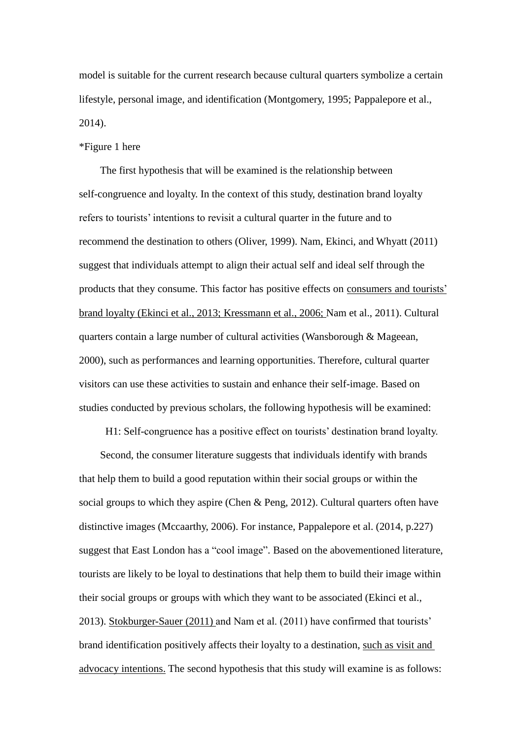model is suitable for the current research because cultural quarters symbolize a certain lifestyle, personal image, and identification (Montgomery, 1995; Pappalepore et al., 2014).

*Figure 1 here

The first hypothesis that will be examined is the relationship between self-congruence and loyalty. In the context of this study, destination brand loyalty refers to tourists' intentions to revisit a cultural quarter in the future and to recommend the destination to others (Oliver, 1999). Nam, Ekinci, and Whyatt (2011) suggest that individuals attempt to align their actual self and ideal self through the products that they consume. This factor has positive effects on consumers and tourists' brand loyalty (Ekinci et al., 2013; Kressmann et al., 2006; Nam et al., 2011). Cultural quarters contain a large number of cultural activities (Wansborough & Mageean, 2000), such as performances and learning opportunities. Therefore, cultural quarter visitors can use these activities to sustain and enhance their self-image. Based on studies conducted by previous scholars, the following hypothesis will be examined:

H1: Self-congruence has a positive effect on tourists' destination brand loyalty.

Second, the consumer literature suggests that individuals identify with brands that help them to build a good reputation within their social groups or within the social groups to which they aspire (Chen & Peng, 2012). Cultural quarters often have distinctive images (Mccaarthy, 2006). For instance, Pappalepore et al. (2014, p.227) suggest that East London has a "cool image". Based on the abovementioned literature, tourists are likely to be loyal to destinations that help them to build their image within their social groups or groups with which they want to be associated (Ekinci et al., 2013). Stokburger-Sauer (2011) and Nam et al. (2011) have confirmed that tourists' brand identification positively affects their loyalty to a destination, such as visit and advocacy intentions. The second hypothesis that this study will examine is as follows: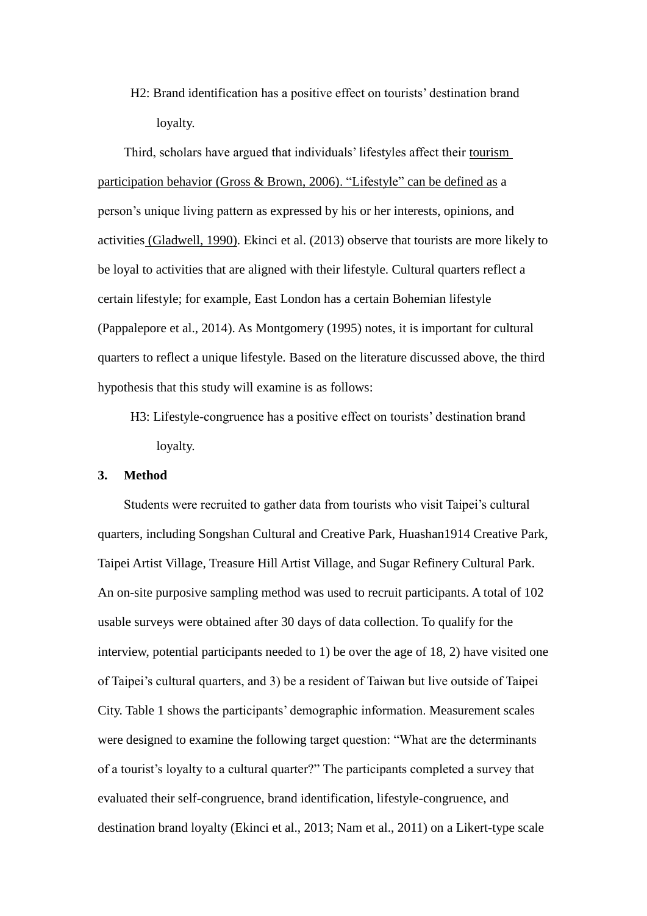H2: Brand identification has a positive effect on tourists' destination brand loyalty.

Third, scholars have argued that individuals' lifestyles affect their tourism participation behavior (Gross & Brown, 2006). "Lifestyle" can be defined as a person's unique living pattern as expressed by his or her interests, opinions, and activities (Gladwell, 1990). Ekinci et al. (2013) observe that tourists are more likely to be loyal to activities that are aligned with their lifestyle. Cultural quarters reflect a certain lifestyle; for example, East London has a certain Bohemian lifestyle (Pappalepore et al., 2014). As Montgomery (1995) notes, it is important for cultural quarters to reflect a unique lifestyle. Based on the literature discussed above, the third hypothesis that this study will examine is as follows:

H3: Lifestyle-congruence has a positive effect on tourists' destination brand loyalty.

## 3. Method

Students were recruited to gather data from tourists who visit Taipei's cultural quarters, including Songshan Cultural and Creative Park, Huashan1914 Creative Park, Taipei Artist Village, Treasure Hill Artist Village, and Sugar Refinery Cultural Park. An on-site purposive sampling method was used to recruit participants. A total of 102 usable surveys were obtained after 30 days of data collection. To qualify for the interview, potential participants needed to 1) be over the age of 18, 2) have visited one of Taipei's cultural quarters, and 3) be a resident of Taiwan but live outside of Taipei City. Table 1 shows the participants' demographic information. Measurement scales were designed to examine the following target question: "What are the determinants of a tourist's loyalty to a cultural quarter?" The participants completed a survey that evaluated their self-congruence, brand identification, lifestyle-congruence, and destination brand loyalty (Ekinci et al., 2013; Nam et al., 2011) on a Likert-type scale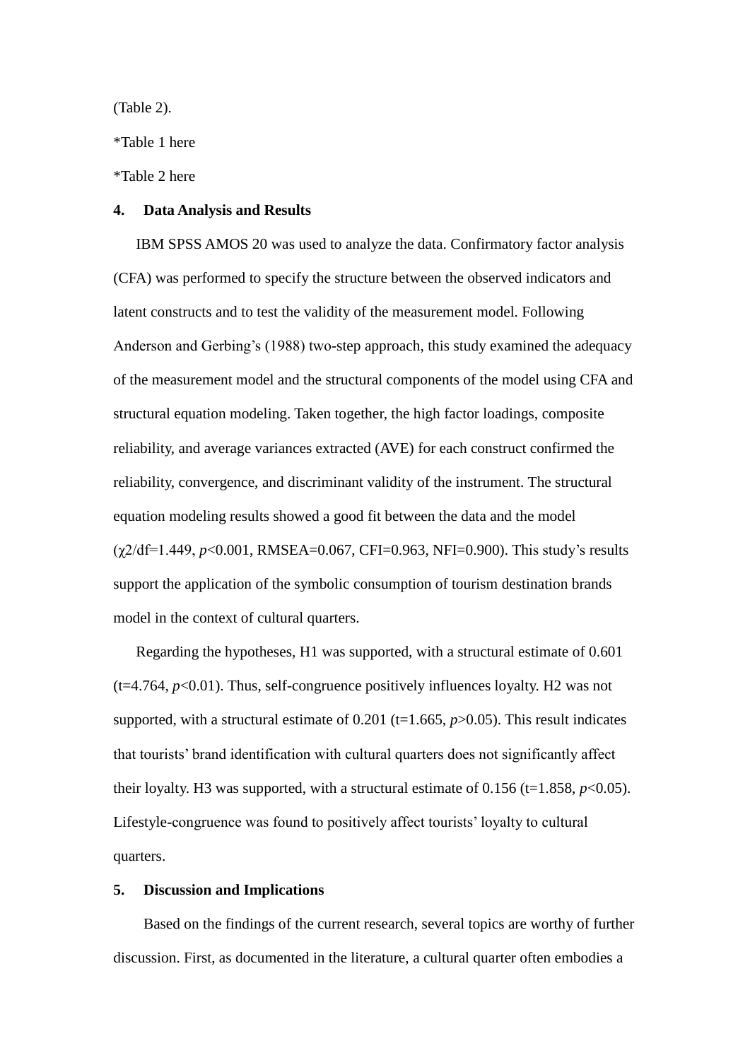(Table 2).

*Table 1 here

*Table 2 here

## 4. Data Analysis and Results

IBM SPSS AMOS 20 was used to analyze the data. Confirmatory factor analysis (CFA) was performed to specify the structure between the observed indicators and latent constructs and to test the validity of the measurement model. Following Anderson and Gerbing's (1988) two-step approach, this study examined the adequacy of the measurement model and the structural components of the model using CFA and structural equation modeling. Taken together, the high factor loadings, composite reliability, and average variances extracted (AVE) for each construct confirmed the reliability, convergence, and discriminant validity of the instrument. The structural equation modeling results showed a good fit between the data and the model ($\chi 2/df=1.449$, $p<0.001$, RMSEA=0.067, CFI=0.963, NFI=0.900). This study's results support the application of the symbolic consumption of tourism destination brands model in the context of cultural quarters.

Regarding the hypotheses, H1 was supported, with a structural estimate of 0.601 (t=4.764, $p<0.01$). Thus, self-congruence positively influences loyalty. H2 was not supported, with a structural estimate of 0.201 (t=1.665, $p>0.05$). This result indicates that tourists' brand identification with cultural quarters does not significantly affect their loyalty. H3 was supported, with a structural estimate of 0.156 (t=1.858, $p<0.05$). Lifestyle-congruence was found to positively affect tourists' loyalty to cultural quarters.

## 5. Discussion and Implications

Based on the findings of the current research, several topics are worthy of further discussion. First, as documented in the literature, a cultural quarter often embodies a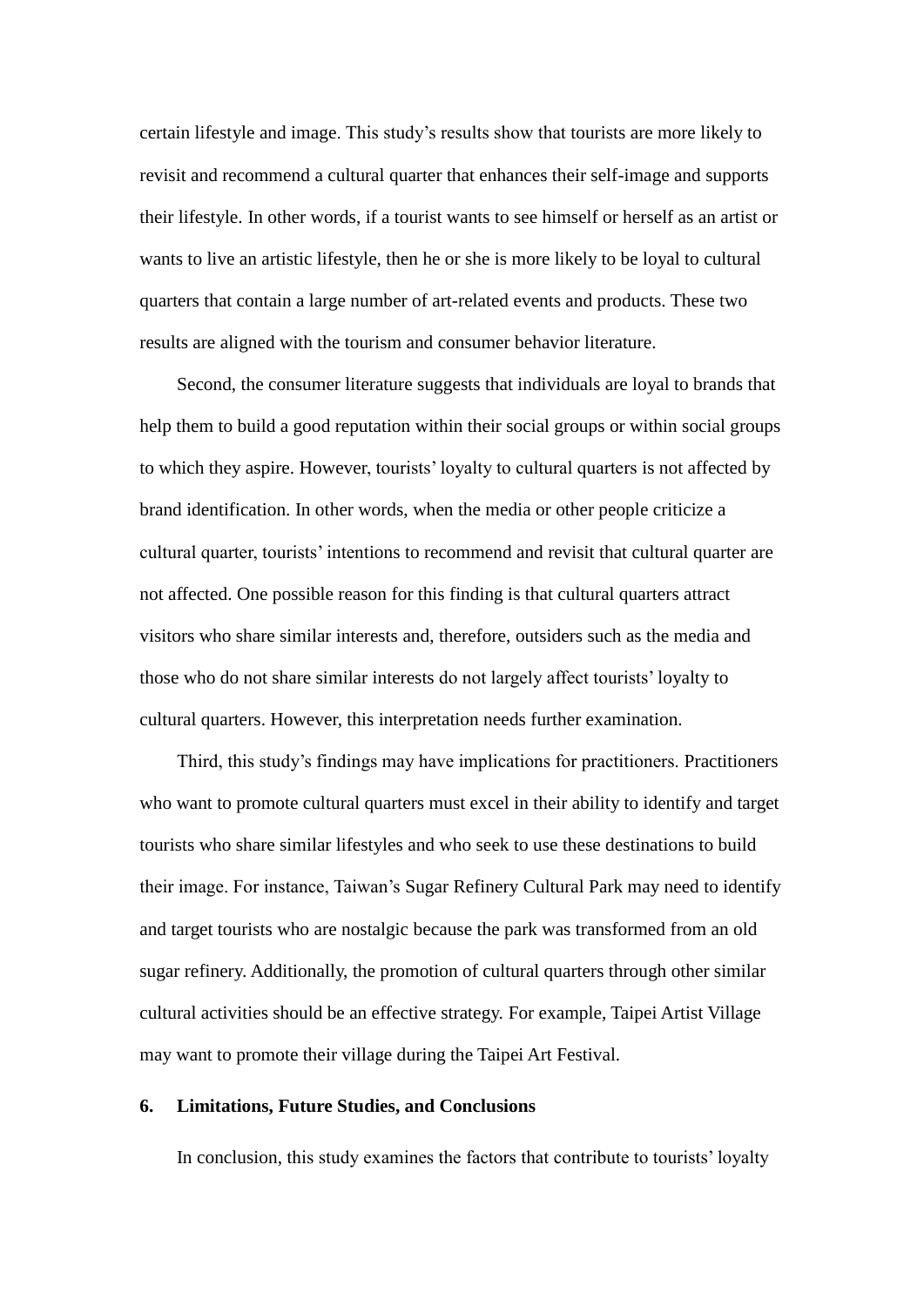certain lifestyle and image. This study's results show that tourists are more likely to revisit and recommend a cultural quarter that enhances their self-image and supports their lifestyle. In other words, if a tourist wants to see himself or herself as an artist or wants to live an artistic lifestyle, then he or she is more likely to be loyal to cultural quarters that contain a large number of art-related events and products. These two results are aligned with the tourism and consumer behavior literature.

Second, the consumer literature suggests that individuals are loyal to brands that help them to build a good reputation within their social groups or within social groups to which they aspire. However, tourists' loyalty to cultural quarters is not affected by brand identification. In other words, when the media or other people criticize a cultural quarter, tourists' intentions to recommend and revisit that cultural quarter are not affected. One possible reason for this finding is that cultural quarters attract visitors who share similar interests and, therefore, outsiders such as the media and those who do not share similar interests do not largely affect tourists' loyalty to cultural quarters. However, this interpretation needs further examination.

Third, this study's findings may have implications for practitioners. Practitioners who want to promote cultural quarters must excel in their ability to identify and target tourists who share similar lifestyles and who seek to use these destinations to build their image. For instance, Taiwan's Sugar Refinery Cultural Park may need to identify and target tourists who are nostalgic because the park was transformed from an old sugar refinery. Additionally, the promotion of cultural quarters through other similar cultural activities should be an effective strategy. For example, Taipei Artist Village may want to promote their village during the Taipei Art Festival.

## 6. Limitations, Future Studies, and Conclusions

In conclusion, this study examines the factors that contribute to tourists' loyalty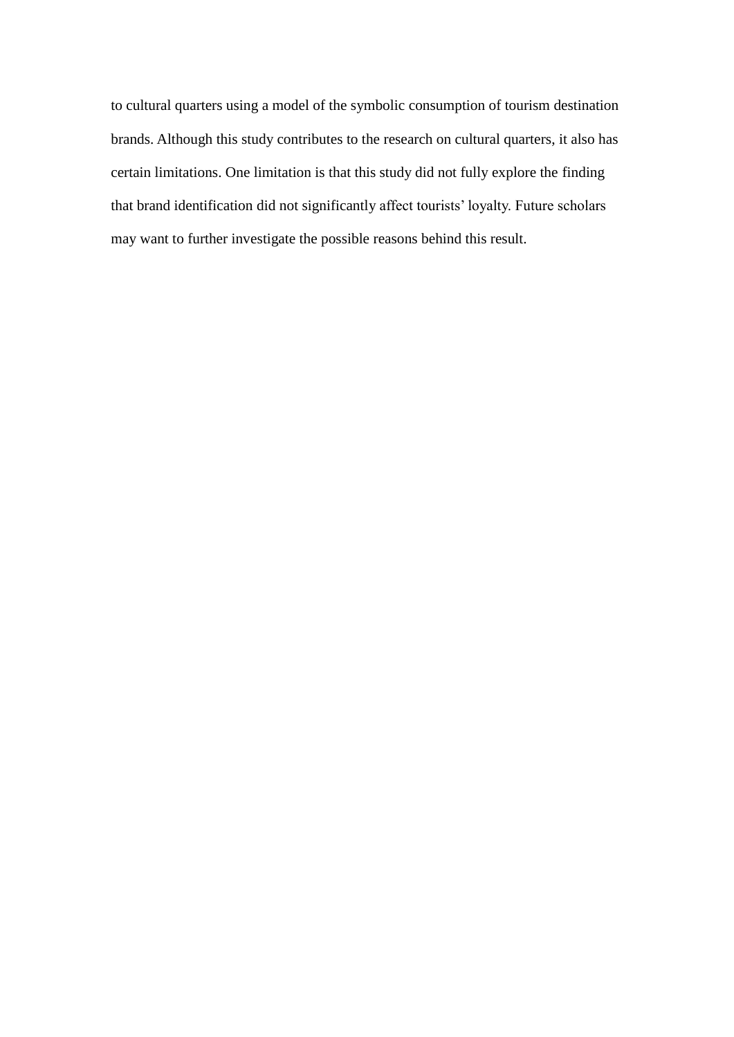to cultural quarters using a model of the symbolic consumption of tourism destination brands. Although this study contributes to the research on cultural quarters, it also has certain limitations. One limitation is that this study did not fully explore the finding that brand identification did not significantly affect tourists' loyalty. Future scholars may want to further investigate the possible reasons behind this result.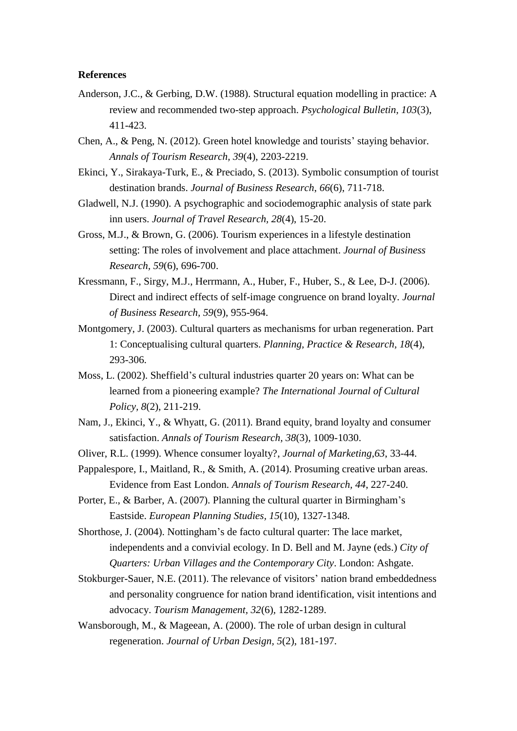## References

Anderson, J.C., & Gerbing, D.W. (1988). Structural equation modelling in practice: A review and recommended two-step approach. *Psychological Bulletin, 103*(3), 411-423.

Chen, A., & Peng, N. (2012). Green hotel knowledge and tourists' staying behavior. *Annals of Tourism Research, 39*(4), 2203-2219.

Ekinci, Y., Sirakaya-Turk, E., & Preciado, S. (2013). Symbolic consumption of tourist destination brands. *Journal of Business Research*, *66*(6), 711-718.

Gladwell, N.J. (1990). A psychographic and sociodemographic analysis of state park inn users. *Journal of Travel Research, 28*(4), 15-20.

Gross, M.J., & Brown, G. (2006). Tourism experiences in a lifestyle destination setting: The roles of involvement and place attachment. *Journal of Business Research*, *59*(6), 696-700.

Kressmann, F., Sirgy, M.J., Herrmann, A., Huber, F., Huber, S., & Lee, D-J. (2006). Direct and indirect effects of self-image congruence on brand loyalty. *Journal of Business Research, 59*(9), 955-964.

Montgomery, J. (2003). Cultural quarters as mechanisms for urban regeneration. Part 1: Conceptualising cultural quarters. *Planning, Practice & Research, 18*(4), 293-306.

Moss, L. (2002). Sheffield's cultural industries quarter 20 years on: What can be learned from a pioneering example? *The International Journal of Cultural Policy, 8*(2), 211-219.

Nam, J., Ekinci, Y., & Whyatt, G. (2011). Brand equity, brand loyalty and consumer satisfaction. *Annals of Tourism Research, 38*(3), 1009-1030.

Oliver, R.L. (1999). Whence consumer loyalty?, *Journal of Marketing,63*, 33-44.

Pappalespore, I., Maitland, R., & Smith, A. (2014). Prosuming creative urban areas. Evidence from East London. *Annals of Tourism Research, 44*, 227-240.

Porter, E., & Barber, A. (2007). Planning the cultural quarter in Birmingham's Eastside. *European Planning Studies, 15*(10), 1327-1348.

Shorthose, J. (2004). Nottingham's de facto cultural quarter: The lace market, independents and a convivial ecology. In D. Bell and M. Jayne (eds.) *City of Quarters: Urban Villages and the Contemporary City*. London: Ashgate.

Stokburger-Sauer, N.E. (2011). The relevance of visitors' nation brand embeddedness and personality congruence for nation brand identification, visit intentions and advocacy. *Tourism Management*, *32*(6), 1282-1289.

Wansborough, M., & Mageean, A. (2000). The role of urban design in cultural regeneration. *Journal of Urban Design*, *5*(2), 181-197.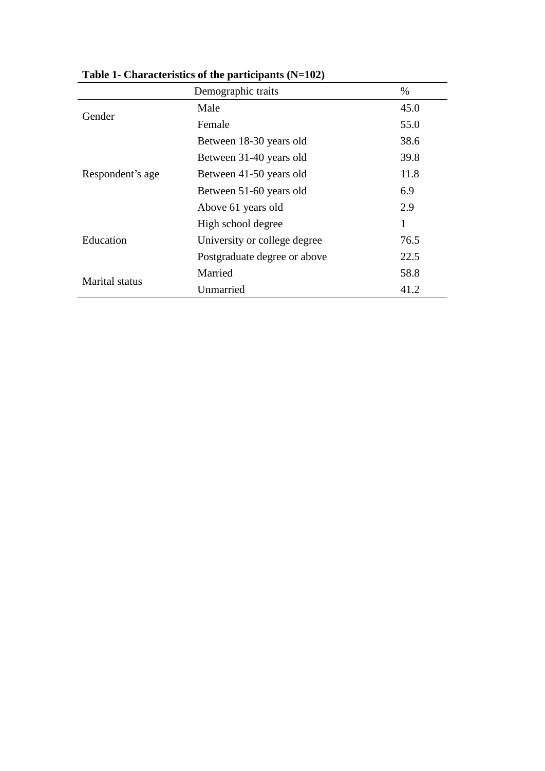**Table 1- Characteristics of the participants (N=102)**

| Demographic traits | | % |
|---|---|---|
| Gender | Male | 45.0 |
| | Female | 55.0 |
| Respondent's age | Between 18-30 years old | 38.6 |
| | Between 31-40 years old | 39.8 |
| | Between 41-50 years old | 11.8 |
| | Between 51-60 years old | 6.9 |
| | Above 61 years old | 2.9 |
| Education | High school degree | 1 |
| | University or college degree | 76.5 |
| | Postgraduate degree or above | 22.5 |
| Marital status | Married | 58.8 |
| | Unmarried | 41.2 |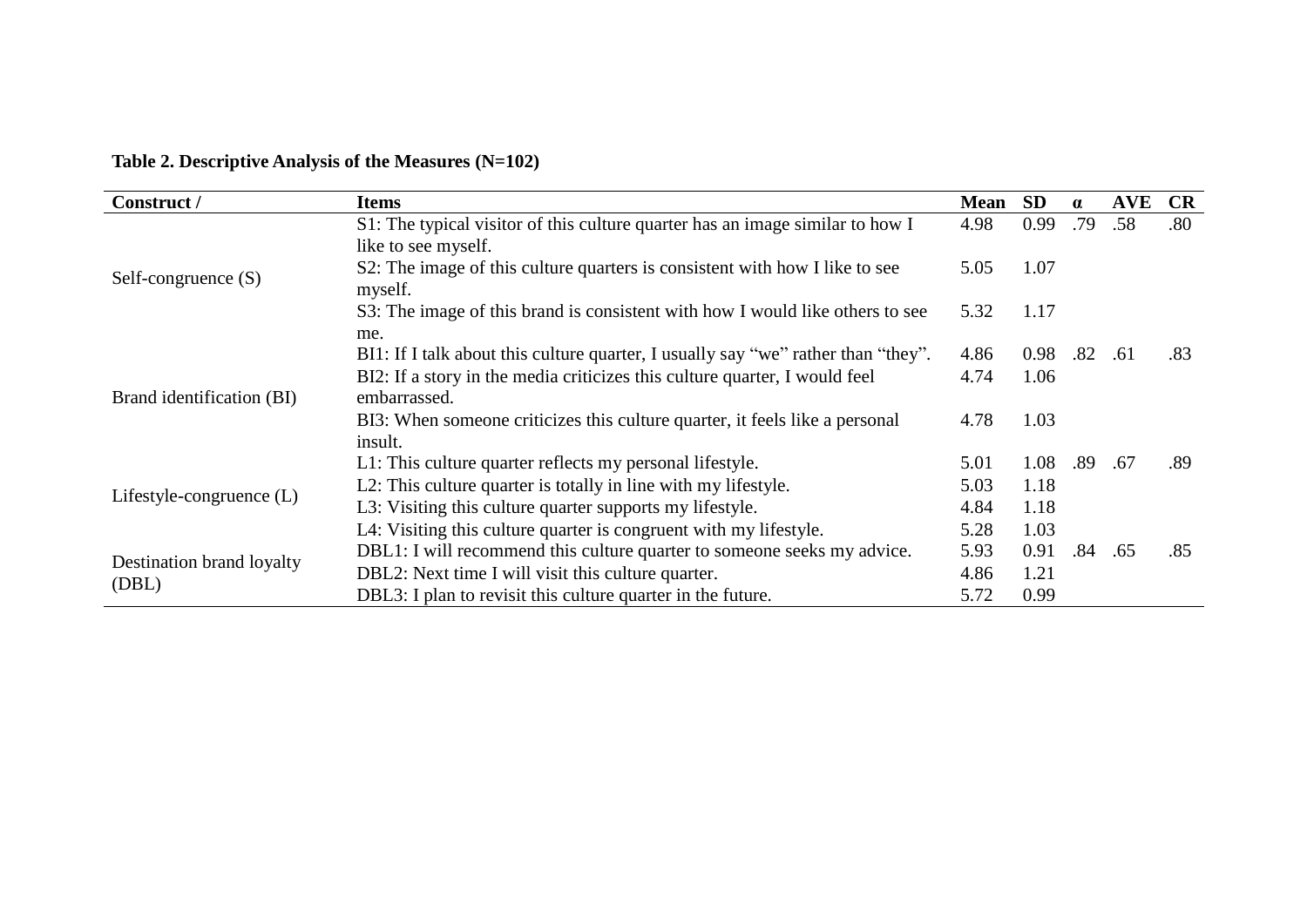**Table 2. Descriptive Analysis of the Measures (N=102)**

| Construct / | Items | Mean | SD | α | AVE | CR |
|---|---|---|---|---|---|---|
| Self-congruence (S) | S1: The typical visitor of this culture quarter has an image similar to how I like to see myself. | 4.98 | 0.99 | .79 | .58 | .80 |
| | S2: The image of this culture quarters is consistent with how I like to see myself. | 5.05 | 1.07 | | | |
| | S3: The image of this brand is consistent with how I would like others to see me. | 5.32 | 1.17 | | | |
| Brand identification (BI) | BI1: If I talk about this culture quarter, I usually say "we" rather than "they". | 4.86 | 0.98 | .82 | .61 | .83 |
| | BI2: If a story in the media criticizes this culture quarter, I would feel embarrassed. | 4.74 | 1.06 | | | |
| | BI3: When someone criticizes this culture quarter, it feels like a personal insult. | 4.78 | 1.03 | | | |
| Lifestyle-congruence (L) | L1: This culture quarter reflects my personal lifestyle. | 5.01 | 1.08 | .89 | .67 | .89 |
| | L2: This culture quarter is totally in line with my lifestyle. | 5.03 | 1.18 | | | |
| | L3: Visiting this culture quarter supports my lifestyle. | 4.84 | 1.18 | | | |
| | L4: Visiting this culture quarter is congruent with my lifestyle. | 5.28 | 1.03 | | | |
| Destination brand loyalty (DBL) | DBL1: I will recommend this culture quarter to someone seeks my advice. | 5.93 | 0.91 | .84 | .65 | .85 |
| | DBL2: Next time I will visit this culture quarter. | 4.86 | 1.21 | | | |
| | DBL3: I plan to revisit this culture quarter in the future. | 5.72 | 0.99 | | | |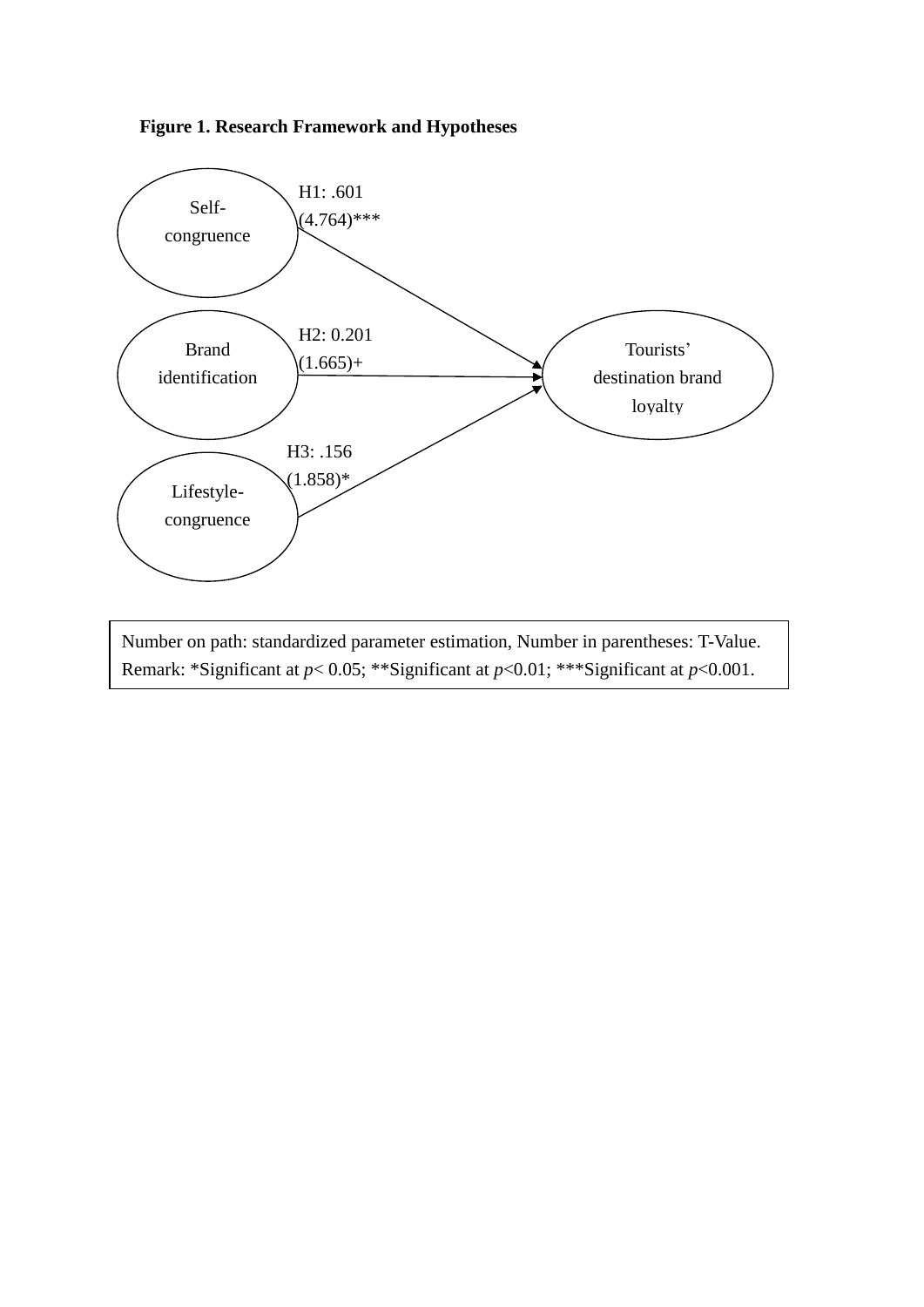**Figure 1. Research Framework and Hypotheses**

Self-congruence

Brand identification

Lifestyle-congruence

Tourists' destination brand loyalty

H1: .601 (4.764)***

H2: 0.201 (1.665)+

H3: .156 (1.858)*

Number on path: standardized parameter estimation, Number in parentheses: T-Value.
Remark: *Significant at $p< 0.05$; **Significant at $p<0.01$; ***Significant at $p<0.001$.